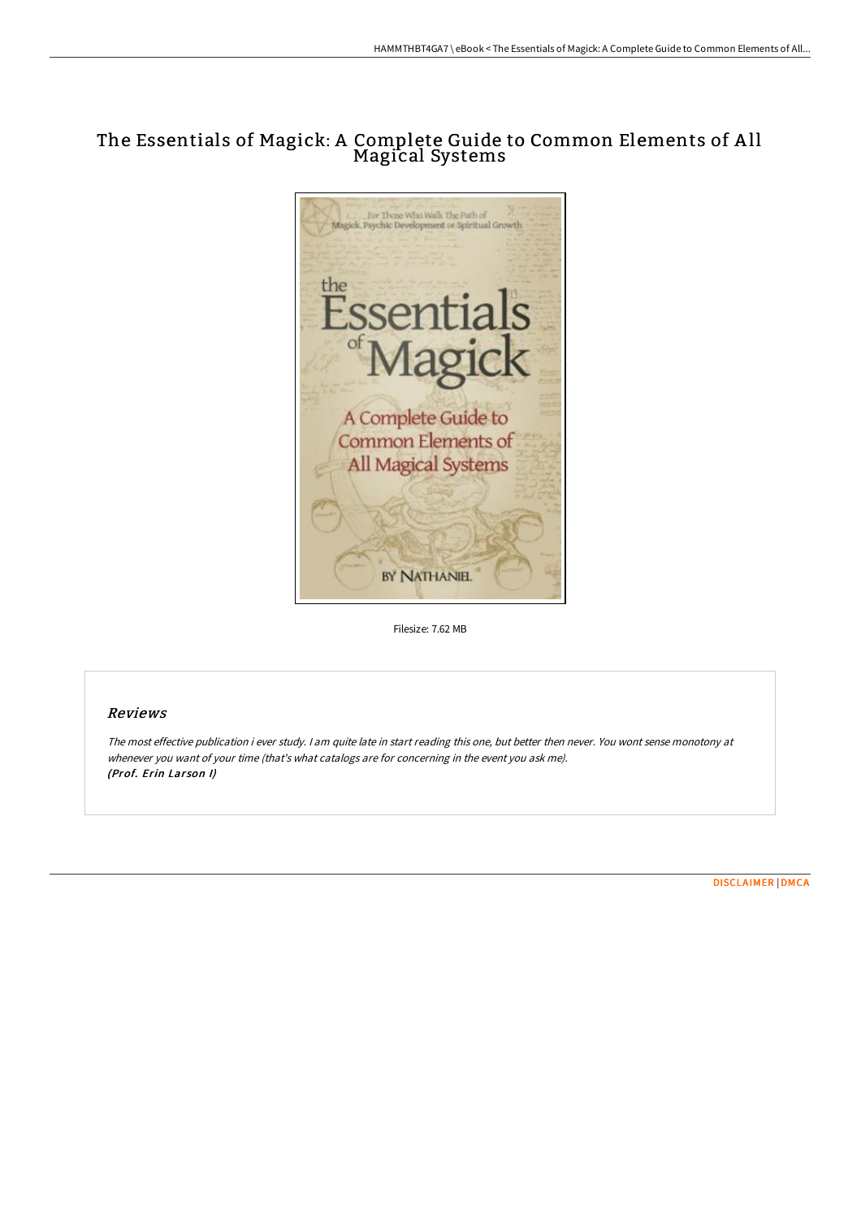# The Essentials of Magick: A Complete Guide to Common Elements of All Magical Systems

Filesize: 7.62 MB

## Reviews

*The most effective publication i ever study. I am quite late in start reading this one, but better then never. You wont sense monotony at whenever you want of your time (that's what catalogs are for concerning in the event you ask me).*
*(Prof. Erin Larson I)*

DISCLAIMER | DMCA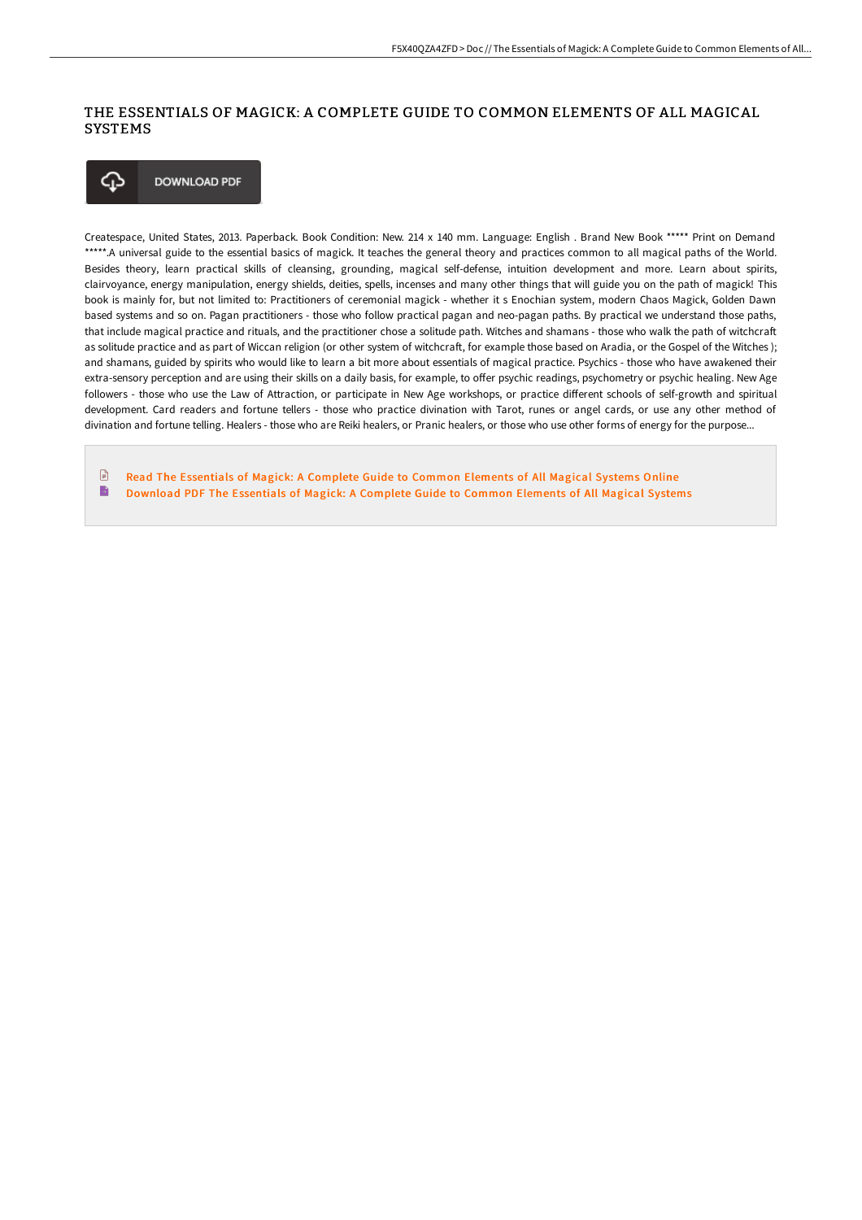# THE ESSENTIALS OF MAGICK: A COMPLETE GUIDE TO COMMON ELEMENTS OF ALL MAGICAL SYSTEMS

DOWNLOAD PDF

Createspace, United States, 2013. Paperback. Book Condition: New. 214 x 140 mm. Language: English . Brand New Book ***** Print on Demand *****.A universal guide to the essential basics of magick. It teaches the general theory and practices common to all magical paths of the World. Besides theory, learn practical skills of cleansing, grounding, magical self-defense, intuition development and more. Learn about spirits, clairvoyance, energy manipulation, energy shields, deities, spells, incenses and many other things that will guide you on the path of magick! This book is mainly for, but not limited to: Practitioners of ceremonial magick - whether it s Enochian system, modern Chaos Magick, Golden Dawn based systems and so on. Pagan practitioners - those who follow practical pagan and neo-pagan paths. By practical we understand those paths, that include magical practice and rituals, and the practitioner chose a solitude path. Witches and shamans - those who walk the path of witchcraft as solitude practice and as part of Wiccan religion (or other system of witchcraft, for example those based on Aradia, or the Gospel of the Witches ); and shamans, guided by spirits who would like to learn a bit more about essentials of magical practice. Psychics - those who have awakened their extra-sensory perception and are using their skills on a daily basis, for example, to offer psychic readings, psychometry or psychic healing. New Age followers - those who use the Law of Attraction, or participate in New Age workshops, or practice different schools of self-growth and spiritual development. Card readers and fortune tellers - those who practice divination with Tarot, runes or angel cards, or use any other method of divination and fortune telling. Healers - those who are Reiki healers, or Pranic healers, or those who use other forms of energy for the purpose...

Read The Essentials of Magick: A Complete Guide to Common Elements of All Magical Systems Online

Download PDF The Essentials of Magick: A Complete Guide to Common Elements of All Magical Systems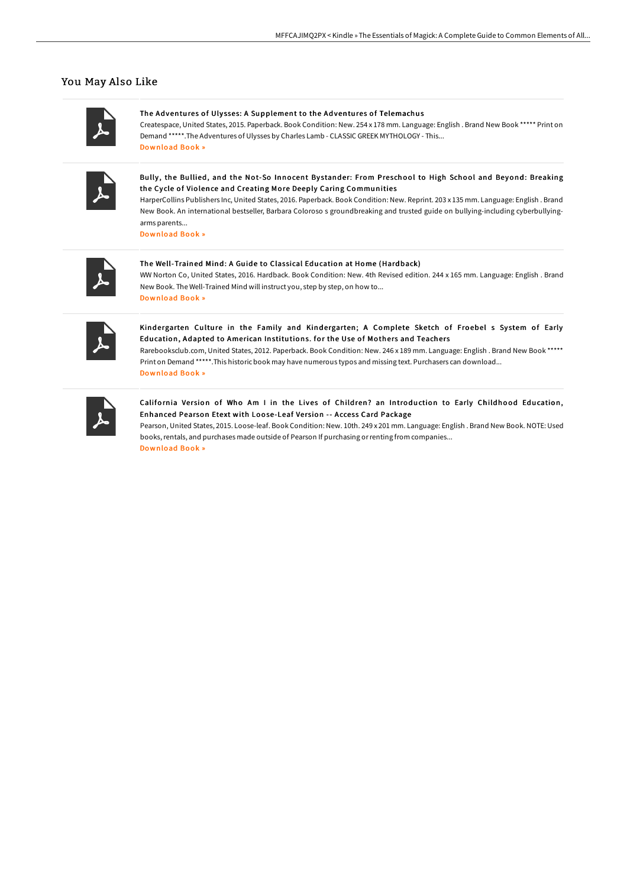## You May Also Like

**The Adventures of Ulysses: A Supplement to the Adventures of Telemachus**

Createspace, United States, 2015. Paperback. Book Condition: New. 254 x 178 mm. Language: English . Brand New Book ***** Print on Demand *****.The Adventures of Ulysses by Charles Lamb - CLASSIC GREEK MYTHOLOGY - This...

Download Book »

**Bully, the Bullied, and the Not-So Innocent Bystander: From Preschool to High School and Beyond: Breaking the Cycle of Violence and Creating More Deeply Caring Communities**

HarperCollins Publishers Inc, United States, 2016. Paperback. Book Condition: New. Reprint. 203 x 135 mm. Language: English . Brand New Book. An international bestseller, Barbara Coloroso s groundbreaking and trusted guide on bullying-including cyberbullying-arms parents...

Download Book »

**The Well-Trained Mind: A Guide to Classical Education at Home (Hardback)**

WW Norton Co, United States, 2016. Hardback. Book Condition: New. 4th Revised edition. 244 x 165 mm. Language: English . Brand New Book. The Well-Trained Mind will instruct you, step by step, on how to...

Download Book »

**Kindergarten Culture in the Family and Kindergarten; A Complete Sketch of Froebel s System of Early Education, Adapted to American Institutions. for the Use of Mothers and Teachers**

Rarebooksclub.com, United States, 2012. Paperback. Book Condition: New. 246 x 189 mm. Language: English . Brand New Book ***** Print on Demand *****.This historic book may have numerous typos and missing text. Purchasers can download...

Download Book »

**California Version of Who Am I in the Lives of Children? an Introduction to Early Childhood Education, Enhanced Pearson Etext with Loose-Leaf Version -- Access Card Package**

Pearson, United States, 2015. Loose-leaf. Book Condition: New. 10th. 249 x 201 mm. Language: English . Brand New Book. NOTE: Used books, rentals, and purchases made outside of Pearson If purchasing or renting from companies...

Download Book »